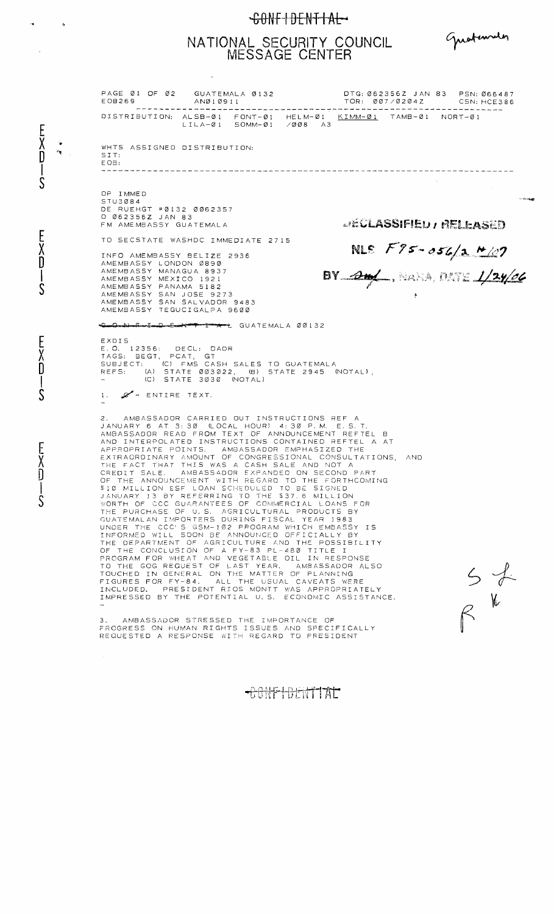CONFIDENTIAL

# NATIONAL SECURITY COUNCIL MESSAGE CENTER

Guatemala

```
PAGE 01 OF 02    GUATEMALA 0132                DTG: 062356Z JAN 83   PSN: 066487
EOB269           AN010911                      TOR: 007/0204Z        CSN: HCE386
----------------------------------------------------------------------------
DISTRIBUTION: ALSB-01  FONT-01  HELM-01  KIMM-01  TAMB-01  NORT-01
              LILA-01  SOMM-01  /008 A3

WHTS ASSIGNED DISTRIBUTION:
SIT:
EOB:
----------------------------------------------------------------------------
```

EXDIS

DECLASSIFIED / RELEASED

NLS F95-056/2 #127

BY [signature], NARA, DATE 1/24/06

OP IMMED
STU3084
DE RUEHGT #0132 0062357
O 062356Z JAN 83
FM AMEMBASSY GUATEMALA

TO SECSTATE WASHDC IMMEDIATE 2715

INFO AMEMBASSY BELIZE 2936
AMEMBASSY LONDON 0890
AMEMBASSY MANAGUA 8937
AMEMBASSY MEXICO 1921
AMEMBASSY PANAMA 5182
AMEMBASSY SAN JOSE 9273
AMEMBASSY SAN SALVADOR 9483
AMEMBASSY TEGUCIGALPA 9600

CONFIDENTIAL GUATEMALA 00132

EXDIS
E.O. 12356: DECL: OADR
TAGS: BEGT, PCAT, GT
SUBJECT: (C) FMS CASH SALES TO GUATEMALA
REFS: (A) STATE 003022, (B) STATE 2945 (NOTAL),
(C) STATE 3030 (NOTAL)

1. C - ENTIRE TEXT.

2. AMBASSADOR CARRIED OUT INSTRUCTIONS REF A JANUARY 6 AT 3:30 (LOCAL HOUR) 4:30 P.M. E.S.T. AMBASSADOR READ FROM TEXT OF ANNOUNCEMENT REFTEL B AND INTERPOLATED INSTRUCTIONS CONTAINED REFTEL A AT APPROPRIATE POINTS. AMBASSADOR EMPHASIZED THE EXTRAORDINARY AMOUNT OF CONGRESSIONAL CONSULTATIONS, AND THE FACT THAT THIS WAS A CASH SALE AND NOT A CREDIT SALE. AMBASSADOR EXPANDED ON SECOND PART OF THE ANNOUNCEMENT WITH REGARD TO THE FORTHCOMING $10 MILLION ESF LOAN SCHEDULED TO BE SIGNED JANUARY 13 BY REFERRING TO THE $37.6 MILLION WORTH OF CCC GUARANTEES OF COMMERCIAL LOANS FOR THE PURCHASE OF U.S. AGRICULTURAL PRODUCTS BY GUATEMALAN IMPORTERS DURING FISCAL YEAR 1983 UNDER THE CCC'S GSM-102 PROGRAM WHICH EMBASSY IS INFORMED WILL SOON BE ANNOUNCED OFFICIALLY BY THE DEPARTMENT OF AGRICULTURE AND THE POSSIBILITY OF THE CONCLUSION OF A FY-83 PL-480 TITLE I PROGRAM FOR WHEAT AND VEGETABLE OIL IN RESPONSE TO THE GOG REQUEST OF LAST YEAR. AMBASSADOR ALSO TOUCHED IN GENERAL ON THE MATTER OF PLANNING FIGURES FOR FY-84. ALL THE USUAL CAVEATS WERE INCLUDED. PRESIDENT RIOS MONTT WAS APPROPRIATELY IMPRESSED BY THE POTENTIAL U.S. ECONOMIC ASSISTANCE.

3. AMBASSADOR STRESSED THE IMPORTANCE OF PROGRESS ON HUMAN RIGHTS ISSUES AND SPECIFICALLY REQUESTED A RESPONSE WITH REGARD TO PRESIDENT

CONFIDENTIAL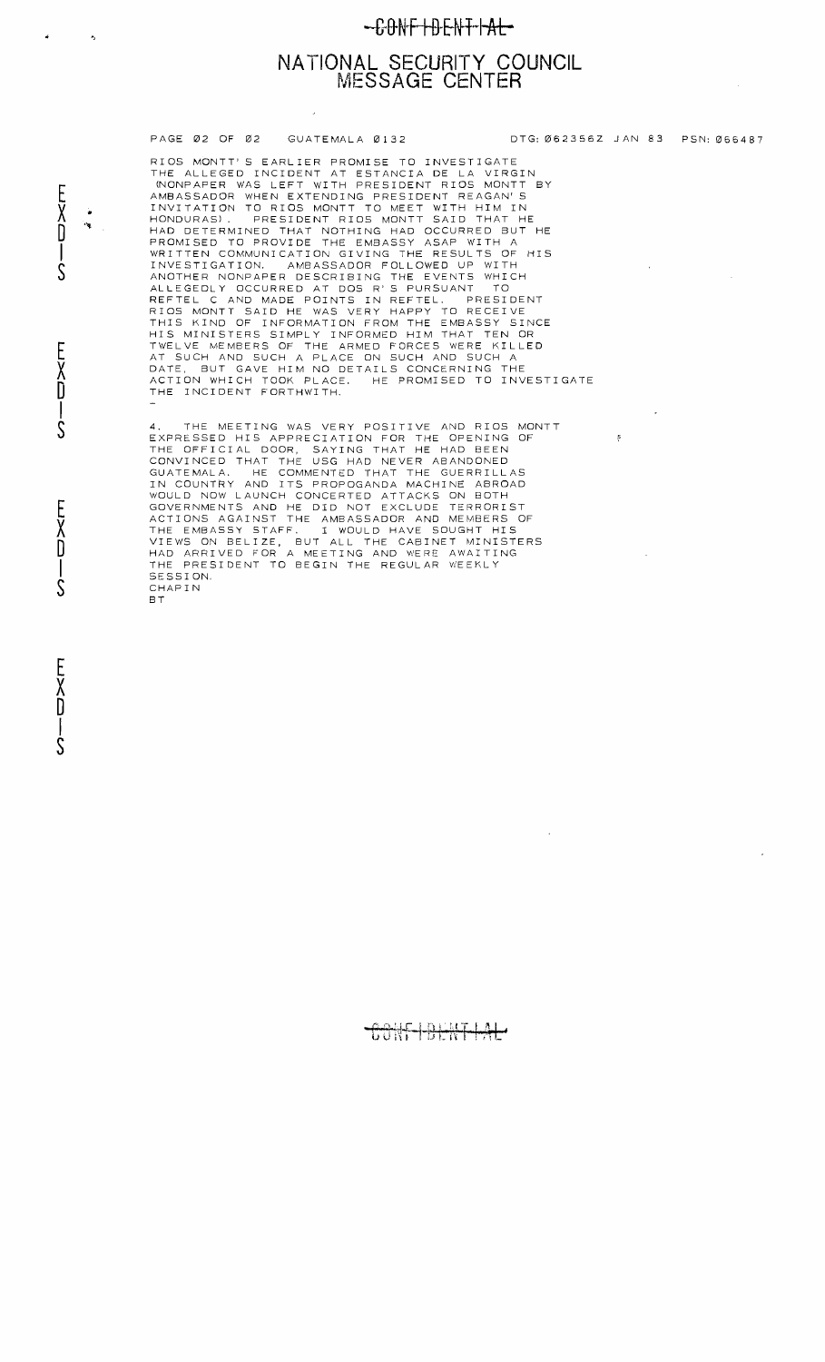CONFIDENTIAL

# NATIONAL SECURITY COUNCIL MESSAGE CENTER

PAGE 02 OF 02 GUATEMALA 0132 DTG: 062356Z JAN 83 PSN: 066487

RIOS MONTT'S EARLIER PROMISE TO INVESTIGATE THE ALLEGED INCIDENT AT ESTANCIA DE LA VIRGIN (NONPAPER WAS LEFT WITH PRESIDENT RIOS MONTT BY AMBASSADOR WHEN EXTENDING PRESIDENT REAGAN'S INVITATION TO RIOS MONTT TO MEET WITH HIM IN HONDURAS). PRESIDENT RIOS MONTT SAID THAT HE HAD DETERMINED THAT NOTHING HAD OCCURRED BUT HE PROMISED TO PROVIDE THE EMBASSY ASAP WITH A WRITTEN COMMUNICATION GIVING THE RESULTS OF HIS INVESTIGATION. AMBASSADOR FOLLOWED UP WITH ANOTHER NONPAPER DESCRIBING THE EVENTS WHICH ALLEGEDLY OCCURRED AT DOS R'S PURSUANT TO REFTEL C AND MADE POINTS IN REFTEL. PRESIDENT RIOS MONTT SAID HE WAS VERY HAPPY TO RECEIVE THIS KIND OF INFORMATION FROM THE EMBASSY SINCE HIS MINISTERS SIMPLY INFORMED HIM THAT TEN OR TWELVE MEMBERS OF THE ARMED FORCES WERE KILLED AT SUCH AND SUCH A PLACE ON SUCH AND SUCH A DATE, BUT GAVE HIM NO DETAILS CONCERNING THE ACTION WHICH TOOK PLACE. HE PROMISED TO INVESTIGATE THE INCIDENT FORTHWITH.

4. THE MEETING WAS VERY POSITIVE AND RIOS MONTT EXPRESSED HIS APPRECIATION FOR THE OPENING OF THE OFFICIAL DOOR, SAYING THAT HE HAD BEEN CONVINCED THAT THE USG HAD NEVER ABANDONED GUATEMALA. HE COMMENTED THAT THE GUERRILLAS IN COUNTRY AND ITS PROPOGANDA MACHINE ABROAD WOULD NOW LAUNCH CONCERTED ATTACKS ON BOTH GOVERNMENTS AND HE DID NOT EXCLUDE TERRORIST ACTIONS AGAINST THE AMBASSADOR AND MEMBERS OF THE EMBASSY STAFF. I WOULD HAVE SOUGHT HIS VIEWS ON BELIZE, BUT ALL THE CABINET MINISTERS HAD ARRIVED FOR A MEETING AND WERE AWAITING THE PRESIDENT TO BEGIN THE REGULAR WEEKLY SESSION.

CHAPIN

BT

CONFIDENTIAL